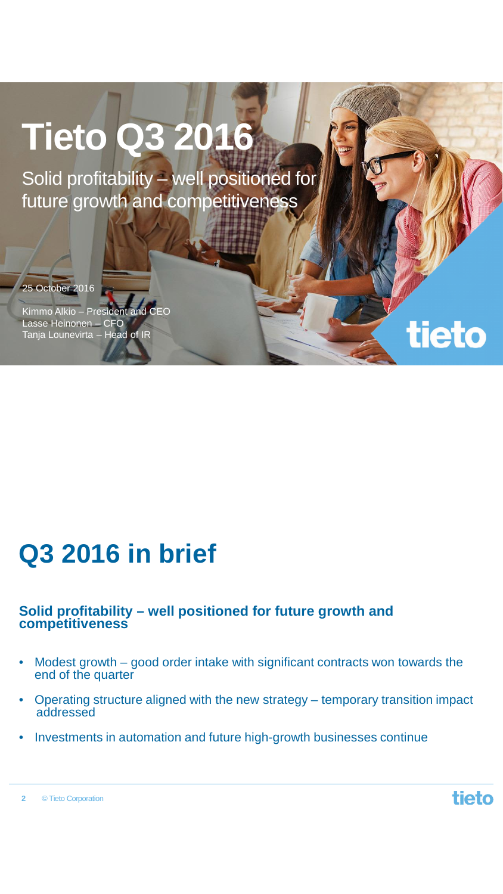# Tieto Q3 2016

Solid profitability – well positioned for future growth and competitiveness

25 October 2016

Kimmo Alkio – President and CEO
Lasse Heinonen – CFO
Tanja Lounevirta – Head of IR

tieto

# Q3 2016 in brief

### Solid profitability – well positioned for future growth and competitiveness

- Modest growth – good order intake with significant contracts won towards the end of the quarter
- Operating structure aligned with the new strategy – temporary transition impact addressed
- Investments in automation and future high-growth businesses continue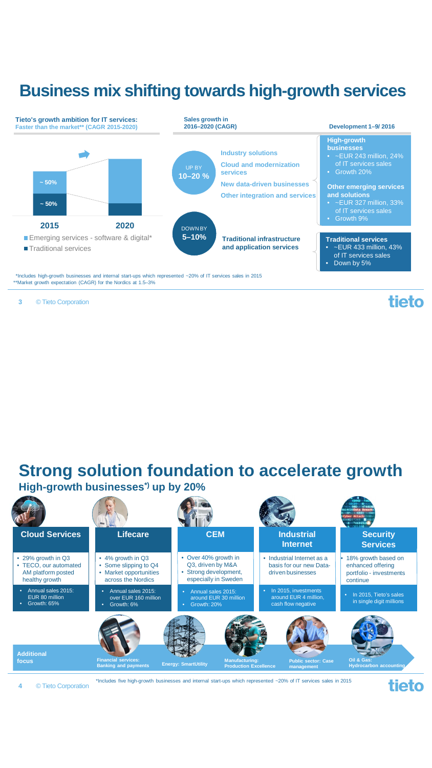# Business mix shifting towards high-growth services

**Tieto's growth ambition for IT services:**
**Faster than the market\*\* (CAGR 2015-2020)**

| | 2015 | 2020 |
|---|---|---|
| Emerging services - software & digital* | ~ 50% | |
| Traditional services | ~ 50% | |

**Sales growth in 2016–2020 (CAGR)**

UP BY **10–20 %**

- Industry solutions
- Cloud and modernization services
- New data-driven businesses
- Other integration and services

DOWN BY **5–10%**

- Traditional infrastructure and application services

**Development 1–9/ 2016**

**High-growth businesses**
- ~EUR 243 million, 24% of IT services sales
- Growth 20%

**Other emerging services and solutions**
- ~EUR 327 million, 33% of IT services sales
- Growth 9%

**Traditional services**
- ~EUR 433 million, 43% of IT services sales
- Down by 5%

*Includes high-growth businesses and internal start-ups which represented ~20% of IT services sales in 2015
**Market growth expectation (CAGR) for the Nordics at 1.5–3%

# Strong solution foundation to accelerate growth

## High-growth businesses*) up by 20%

### Cloud Services
- 29% growth in Q3
- TECO, our automated AM platform posted healthy growth
- Annual sales 2015: EUR 80 million
- Growth: 65%

### Lifecare
- 4% growth in Q3
- Some slipping to Q4
- Market opportunities across the Nordics
- Annual sales 2015: over EUR 160 million
- Growth: 6%

### CEM
- Over 40% growth in Q3, driven by M&A
- Strong development, especially in Sweden
- Annual sales 2015: around EUR 30 million
- Growth: 20%

### Industrial Internet
- Industrial Internet as a basis for our new Data-driven businesses
- In 2015, investments around EUR 4 million, cash flow negative

### Security Services
- 18% growth based on enhanced offering portfolio - investments continue
- In 2015, Tieto's sales in single digit millions

**Additional focus**
- Financial services: Banking and payments
- Energy: SmartUtility
- Manufacturing: Production Excellence
- Public sector: Case management
- Oil & Gas: Hydrocarbon accounting

*Includes five high-growth businesses and internal start-ups which represented ~20% of IT services sales in 2015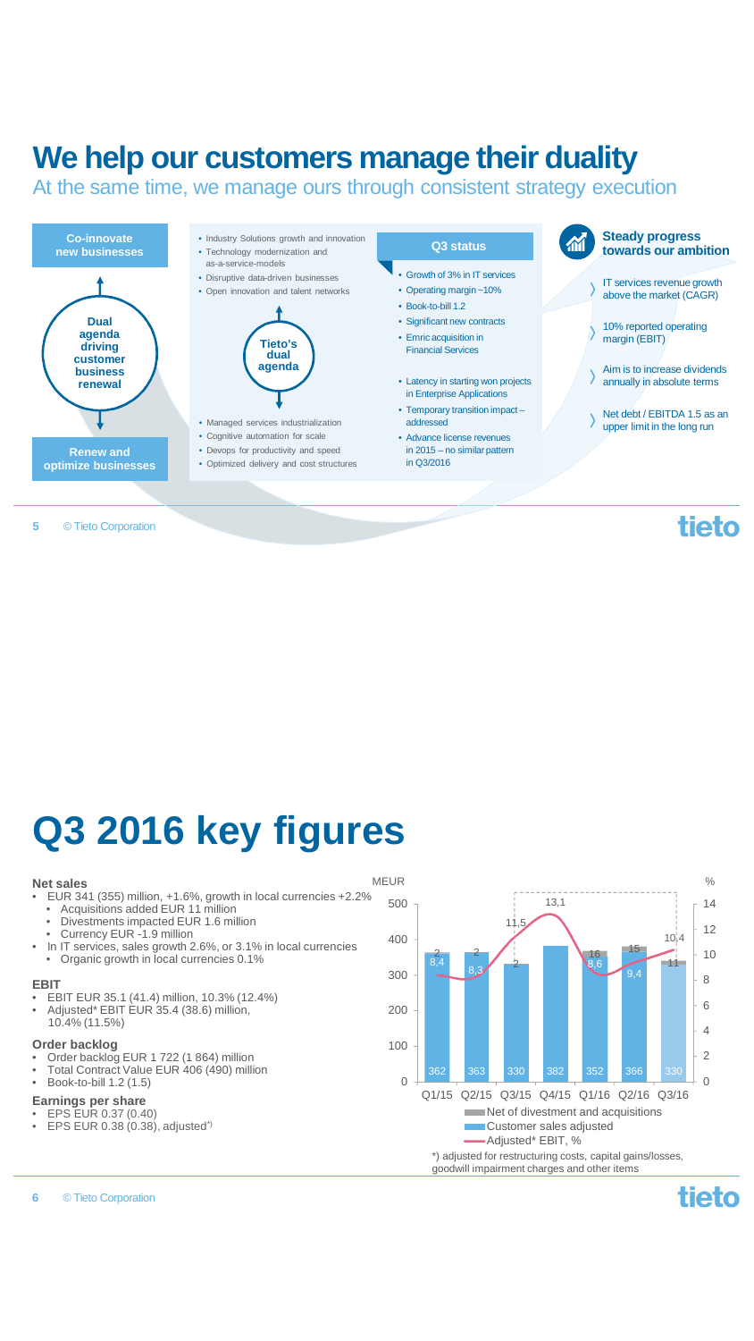# We help our customers manage their duality

At the same time, we manage ours through consistent strategy execution

**Co-innovate new businesses**

- Industry Solutions growth and innovation
- Technology modernization and as-a-service-models
- Disruptive data-driven businesses
- Open innovation and talent networks

**Dual agenda driving customer business renewal**

**Tieto's dual agenda**

**Renew and optimize businesses**

- Managed services industrialization
- Cognitive automation for scale
- Devops for productivity and speed
- Optimized delivery and cost structures

**Q3 status**

- Growth of 3% in IT services
- Operating margin ~10%
- Book-to-bill 1.2
- Significant new contracts
- Emric acquisition in Financial Services
- Latency in starting won projects in Enterprise Applications
- Temporary transition impact – addressed
- Advance license revenues in 2015 – no similar pattern in Q3/2016

**Steady progress towards our ambition**

- IT services revenue growth above the market (CAGR)
- 10% reported operating margin (EBIT)
- Aim is to increase dividends annually in absolute terms
- Net debt / EBITDA 1.5 as an upper limit in the long run

# Q3 2016 key figures

**Net sales**

- EUR 341 (355) million, +1.6%, growth in local currencies +2.2%
  - Acquisitions added EUR 11 million
  - Divestments impacted EUR 1.6 million
  - Currency EUR -1.9 million
- In IT services, sales growth 2.6%, or 3.1% in local currencies
  - Organic growth in local currencies 0.1%

**EBIT**

- EBIT EUR 35.1 (41.4) million, 10.3% (12.4%)
- Adjusted* EBIT EUR 35.4 (38.6) million, 10.4% (11.5%)

**Order backlog**

- Order backlog EUR 1 722 (1 864) million
- Total Contract Value EUR 406 (490) million
- Book-to-bill 1.2 (1.5)

**Earnings per share**

- EPS EUR 0.37 (0.40)
- EPS EUR 0.38 (0.38), adjusted*)

| | Q1/15 | Q2/15 | Q3/15 | Q4/15 | Q1/16 | Q2/16 | Q3/16 |
|---|---|---|---|---|---|---|---|
| Customer sales adjusted (MEUR) | 362 | 363 | 330 | 382 | 352 | 366 | 330 |
| Net of divestment and acquisitions (MEUR) | 2 | 2 | 2 | | 16 | 15 | 11 |
| Adjusted* EBIT, % | 8,4 | 8,3 | 11,5 | 13,1 | 8,6 | 9,4 | 10,4 |

*) adjusted for restructuring costs, capital gains/losses, goodwill impairment charges and other items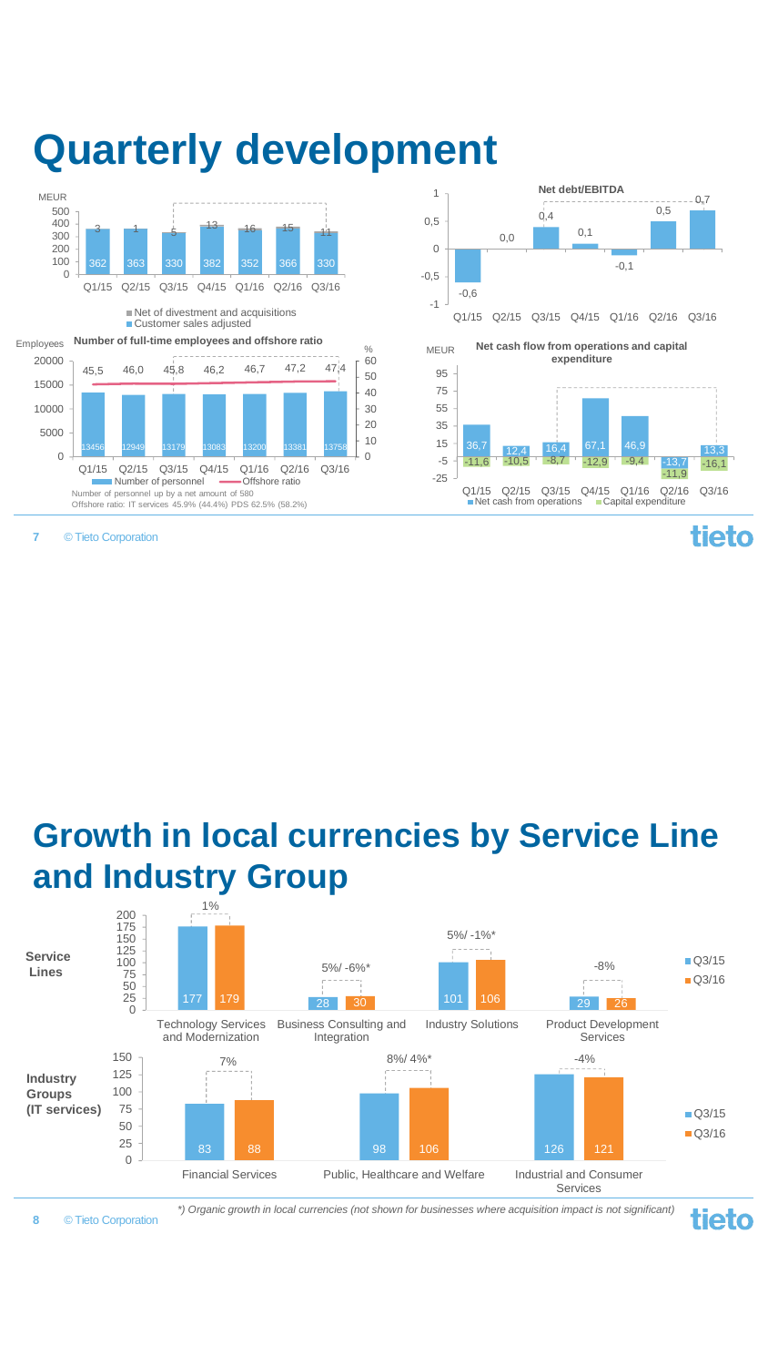# Quarterly development

MEUR

| | Q1/15 | Q2/15 | Q3/15 | Q4/15 | Q1/16 | Q2/16 | Q3/16 |
|---|---|---|---|---|---|---|---|
| Customer sales adjusted | 362 | 363 | 330 | 382 | 352 | 366 | 330 |
| Net of divestment and acquisitions | 3 | 1 | 5 | 13 | 16 | 15 | 11 |

**Net debt/EBITDA**

| Q1/15 | Q2/15 | Q3/15 | Q4/15 | Q1/16 | Q2/16 | Q3/16 |
|---|---|---|---|---|---|---|
| -0,6 | 0,0 | 0,4 | 0,1 | -0,1 | 0,5 | 0,7 |

**Number of full-time employees and offshore ratio**

| | Q1/15 | Q2/15 | Q3/15 | Q4/15 | Q1/16 | Q2/16 | Q3/16 |
|---|---|---|---|---|---|---|---|
| Number of personnel | 13456 | 12949 | 13179 | 13083 | 13200 | 13381 | 13756 |
| Offshore ratio (%) | 45,5 | 46,0 | 45,8 | 46,2 | 46,7 | 47,2 | 47,4 |

Number of personnel up by a net amount of 580

Offshore ratio: IT services 45.9% (44.4%) PDS 62.5% (58.2%)

**Net cash flow from operations and capital expenditure**

MEUR

| | Q1/15 | Q2/15 | Q3/15 | Q4/15 | Q1/16 | Q2/16 | Q3/16 |
|---|---|---|---|---|---|---|---|
| Net cash from operations | 36,7 | 12,4 | 16,4 | 67,1 | 46,9 | -13,7 | 13,3 |
| Capital expenditure | -11,6 | -10,5 | -8,7 | -12,9 | -9,4 | -11,9 | -16,1 |

# Growth in local currencies by Service Line and Industry Group

**Service Lines**

| | Q3/15 | Q3/16 | Growth |
|---|---|---|---|
| Technology Services and Modernization | 177 | 179 | 1% |
| Business Consulting and Integration | 28 | 30 | 5%/ -6%* |
| Industry Solutions | 101 | 106 | 5%/ -1%* |
| Product Development Services | 29 | 26 | -8% |

**Industry Groups (IT services)**

| | Q3/15 | Q3/16 | Growth |
|---|---|---|---|
| Financial Services | 83 | 88 | 7% |
| Public, Healthcare and Welfare | 98 | 106 | 8%/ 4%* |
| Industrial and Consumer Services | 126 | 121 | -4% |

*\*) Organic growth in local currencies (not shown for businesses where acquisition impact is not significant)*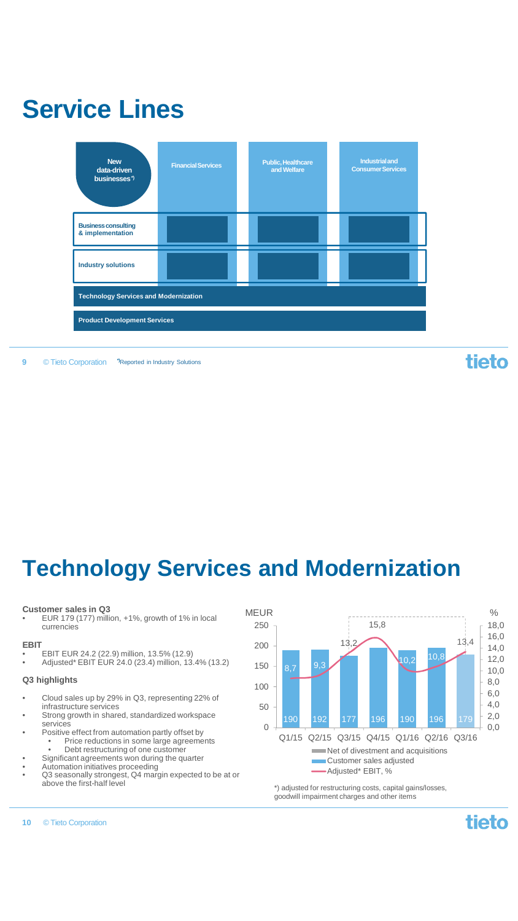# Service Lines

| | Financial Services | Public, Healthcare and Welfare | Industrial and Consumer Services |
|---|---|---|---|
| New data-driven businesses*) | | | |
| Business consulting & implementation | | | |
| Industry solutions | | | |
| Technology Services and Modernization | | | |
| Product Development Services | | | |

*) Reported in Industry Solutions

# Technology Services and Modernization

**Customer sales in Q3**

- EUR 179 (177) million, +1%, growth of 1% in local currencies

**EBIT**

- EBIT EUR 24.2 (22.9) million, 13.5% (12.9)
- Adjusted* EBIT EUR 24.0 (23.4) million, 13.4% (13.2)

**Q3 highlights**

- Cloud sales up by 29% in Q3, representing 22% of infrastructure services
- Strong growth in shared, standardized workspace services
- Positive effect from automation partly offset by
  - Price reductions in some large agreements
  - Debt restructuring of one customer
- Significant agreements won during the quarter
- Automation initiatives proceeding
- Q3 seasonally strongest, Q4 margin expected to be at or above the first-half level

| | Q1/15 | Q2/15 | Q3/15 | Q4/15 | Q1/16 | Q2/16 | Q3/16 |
|---|---|---|---|---|---|---|---|
| Customer sales adjusted (MEUR) | 190 | 192 | 177 | 196 | 190 | 196 | 179 |
| Adjusted* EBIT, % | 8,7 | 9,3 | 13,2 | 15,8 | 10,2 | 10,8 | 13,4 |

Net of divestment and acquisitions

*) adjusted for restructuring costs, capital gains/losses, goodwill impairment charges and other items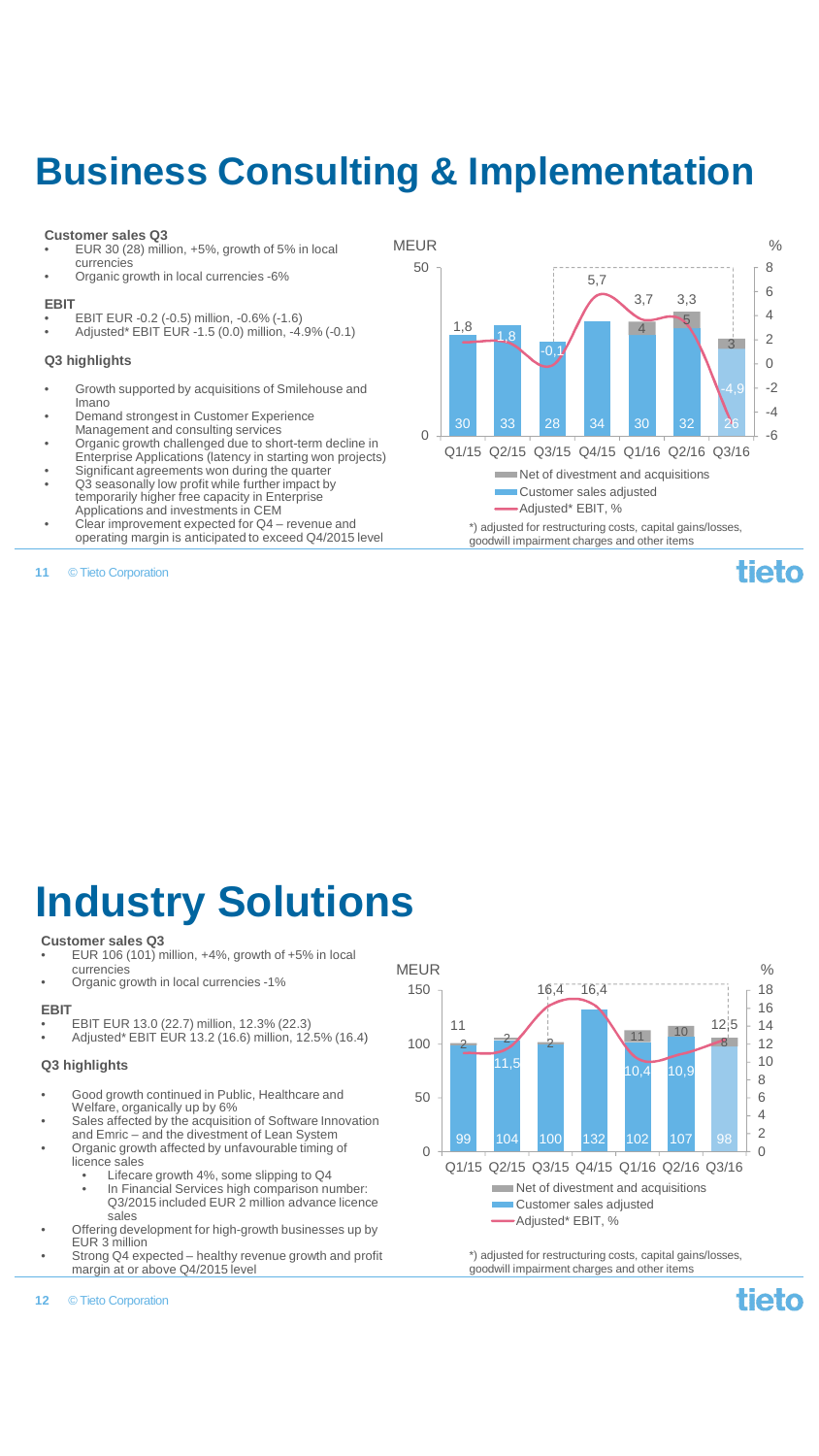# Business Consulting & Implementation

**Customer sales Q3**

- EUR 30 (28) million, +5%, growth of 5% in local currencies
- Organic growth in local currencies -6%

**EBIT**

- EBIT EUR -0.2 (-0.5) million, -0.6% (-1.6)
- Adjusted* EBIT EUR -1.5 (0.0) million, -4.9% (-0.1)

**Q3 highlights**

- Growth supported by acquisitions of Smilehouse and Imano
- Demand strongest in Customer Experience Management and consulting services
- Organic growth challenged due to short-term decline in Enterprise Applications (latency in starting won projects)
- Significant agreements won during the quarter
- Q3 seasonally low profit while further impact by temporarily higher free capacity in Enterprise Applications and investments in CEM
- Clear improvement expected for Q4 – revenue and operating margin is anticipated to exceed Q4/2015 level

| | Q1/15 | Q2/15 | Q3/15 | Q4/15 | Q1/16 | Q2/16 | Q3/16 |
|---|---|---|---|---|---|---|---|
| Customer sales adjusted (MEUR) | 30 | 33 | 28 | 34 | 30 | 32 | 26 |
| Net of divestment and acquisitions (MEUR) | | | | | 4 | 5 | 3 |
| Adjusted* EBIT, % | 1,8 | 1,8 | -0,1 | 5,7 | 3,7 | 3,3 | -4,9 |

*) adjusted for restructuring costs, capital gains/losses, goodwill impairment charges and other items

# Industry Solutions

**Customer sales Q3**

- EUR 106 (101) million, +4%, growth of +5% in local currencies
- Organic growth in local currencies -1%

**EBIT**

- EBIT EUR 13.0 (22.7) million, 12.3% (22.3)
- Adjusted* EBIT EUR 13.2 (16.6) million, 12.5% (16.4)

**Q3 highlights**

- Good growth continued in Public, Healthcare and Welfare, organically up by 6%
- Sales affected by the acquisition of Software Innovation and Emric – and the divestment of Lean System
- Organic growth affected by unfavourable timing of licence sales
  - Lifecare growth 4%, some slipping to Q4
  - In Financial Services high comparison number: Q3/2015 included EUR 2 million advance licence sales
- Offering development for high-growth businesses up by EUR 3 million
- Strong Q4 expected – healthy revenue growth and profit margin at or above Q4/2015 level

| | Q1/15 | Q2/15 | Q3/15 | Q4/15 | Q1/16 | Q2/16 | Q3/16 |
|---|---|---|---|---|---|---|---|
| Customer sales adjusted (MEUR) | 99 | 104 | 100 | 132 | 102 | 107 | 98 |
| Net of divestment and acquisitions (MEUR) | 2 | 2 | 2 | | 11 | 10 | 8 |
| Adjusted* EBIT, % | 11 | 11,5 | 16,4 | 16,4 | 10,4 | 10,9 | 12,5 |

*) adjusted for restructuring costs, capital gains/losses, goodwill impairment charges and other items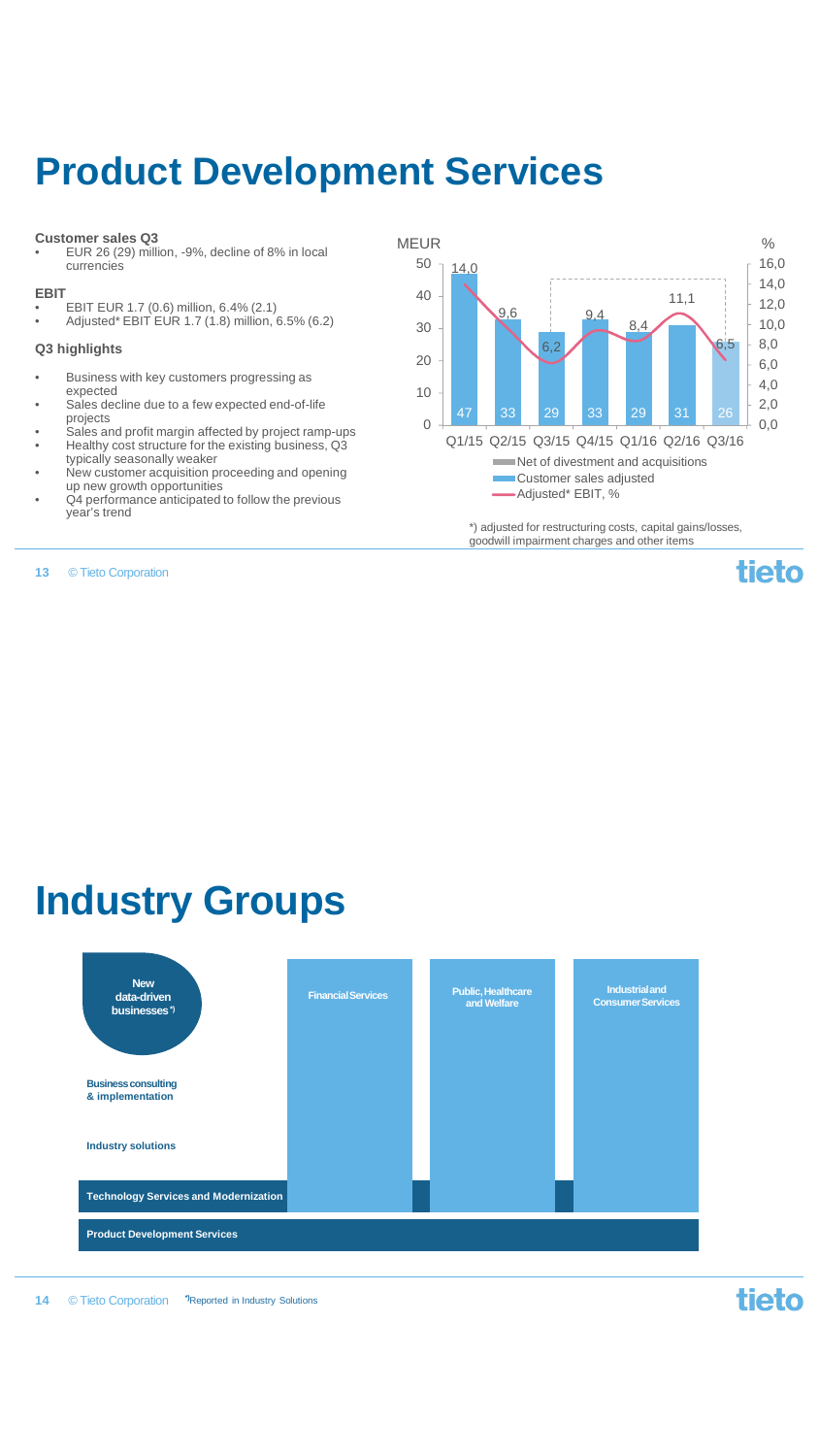# Product Development Services

**Customer sales Q3**

- EUR 26 (29) million, -9%, decline of 8% in local currencies

**EBIT**

- EBIT EUR 1.7 (0.6) million, 6.4% (2.1)
- Adjusted* EBIT EUR 1.7 (1.8) million, 6.5% (6.2)

**Q3 highlights**

- Business with key customers progressing as expected
- Sales decline due to a few expected end-of-life projects
- Sales and profit margin affected by project ramp-ups
- Healthy cost structure for the existing business, Q3 typically seasonally weaker
- New customer acquisition proceeding and opening up new growth opportunities
- Q4 performance anticipated to follow the previous year's trend

| | Q1/15 | Q2/15 | Q3/15 | Q4/15 | Q1/16 | Q2/16 | Q3/16 |
|---|---|---|---|---|---|---|---|
| Customer sales adjusted (MEUR) | 47 | 33 | 29 | 33 | 29 | 31 | 26 |
| Adjusted* EBIT, % | 14,0 | 9,6 | 6,2 | 9,4 | 8,4 | 11,1 | 6,5 |

Legend: Net of divestment and acquisitions; Customer sales adjusted; Adjusted* EBIT, %

*) adjusted for restructuring costs, capital gains/losses, goodwill impairment charges and other items

# Industry Groups

- New data-driven businesses*)
- Business consulting & implementation
- Industry solutions
- Technology Services and Modernization
- Product Development Services
- Financial Services
- Public, Healthcare and Welfare
- Industrial and Consumer Services

*) Reported in Industry Solutions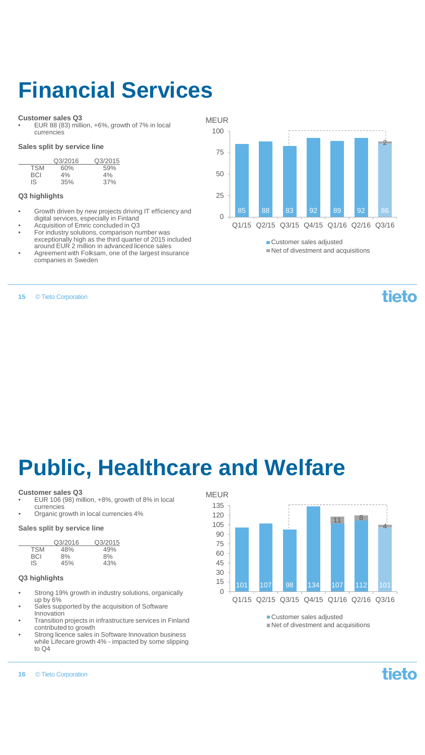# Financial Services

**Customer sales Q3**

- EUR 88 (83) million, +6%, growth of 7% in local currencies

**Sales split by service line**

| | Q3/2016 | Q3/2015 |
|---|---|---|
| TSM | 60% | 59% |
| BCI | 4% | 4% |
| IS | 35% | 37% |

**Q3 highlights**

- Growth driven by new projects driving IT efficiency and digital services, especially in Finland
- Acquisition of Emric concluded in Q3
- For industry solutions, comparison number was exceptionally high as the third quarter of 2015 included around EUR 2 million in advanced licence sales
- Agreement with Folksam, one of the largest insurance companies in Sweden

MEUR

| | Q1/15 | Q2/15 | Q3/15 | Q4/15 | Q1/16 | Q2/16 | Q3/16 |
|---|---|---|---|---|---|---|---|
| Customer sales adjusted | 85 | 88 | 83 | 92 | 89 | 92 | 86 |
| Net of divestment and acquisitions | | | | | | | 2 |

# Public, Healthcare and Welfare

**Customer sales Q3**

- EUR 106 (98) million, +8%, growth of 8% in local currencies
- Organic growth in local currencies 4%

**Sales split by service line**

| | Q3/2016 | Q3/2015 |
|---|---|---|
| TSM | 48% | 49% |
| BCI | 8% | 8% |
| IS | 45% | 43% |

**Q3 highlights**

- Strong 19% growth in industry solutions, organically up by 6%
- Sales supported by the acquisition of Software Innovation
- Transition projects in infrastructure services in Finland contributed to growth
- Strong licence sales in Software Innovation business while Lifecare growth 4% - impacted by some slipping to Q4

MEUR

| | Q1/15 | Q2/15 | Q3/15 | Q4/15 | Q1/16 | Q2/16 | Q3/16 |
|---|---|---|---|---|---|---|---|
| Customer sales adjusted | 101 | 107 | 98 | 134 | 107 | 112 | 101 |
| Net of divestment and acquisitions | | | | | 11 | 8 | 4 |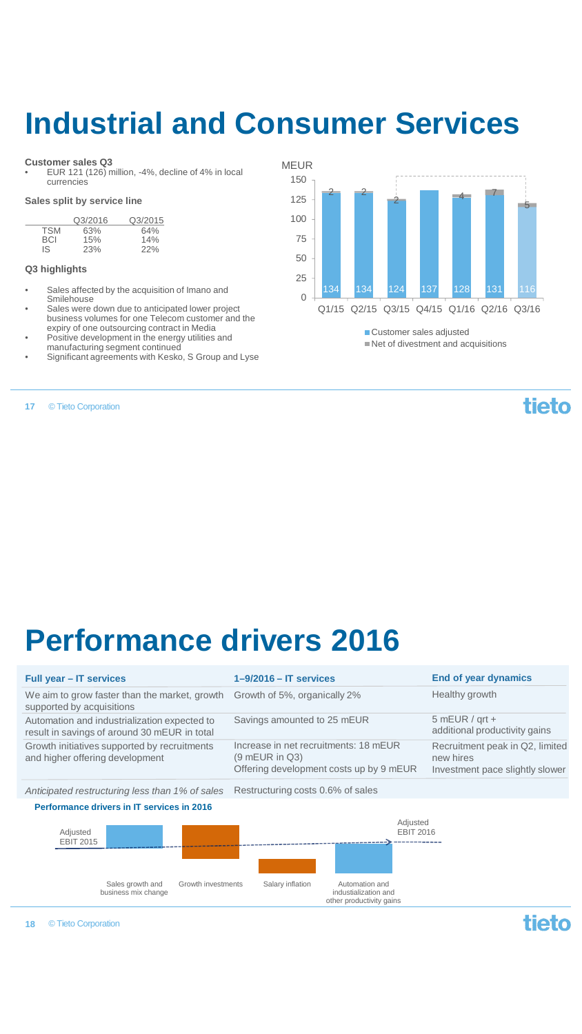# Industrial and Consumer Services

**Customer sales Q3**

- EUR 121 (126) million, -4%, decline of 4% in local currencies

**Sales split by service line**

| | Q3/2016 | Q3/2015 |
|---|---|---|
| TSM | 63% | 64% |
| BCI | 15% | 14% |
| IS | 23% | 22% |

**Q3 highlights**

- Sales affected by the acquisition of Imano and Smilehouse
- Sales were down due to anticipated lower project business volumes for one Telecom customer and the expiry of one outsourcing contract in Media
- Positive development in the energy utilities and manufacturing segment continued
- Significant agreements with Kesko, S Group and Lyse

MEUR

| | Q1/15 | Q2/15 | Q3/15 | Q4/15 | Q1/16 | Q2/16 | Q3/16 |
|---|---|---|---|---|---|---|---|
| Customer sales adjusted | 134 | 134 | 124 | 137 | 128 | 131 | 116 |
| Net of divestment and acquisitions | 2 | 2 | 2 | | 4 | 7 | 5 |

# Performance drivers 2016

| Full year – IT services | 1–9/2016 – IT services | End of year dynamics |
|---|---|---|
| We aim to grow faster than the market, growth supported by acquisitions | Growth of 5%, organically 2% | Healthy growth |
| Automation and industrialization expected to result in savings of around 30 mEUR in total | Savings amounted to 25 mEUR | 5 mEUR / qrt + additional productivity gains |
| Growth initiatives supported by recruitments and higher offering development | Increase in net recruitments: 18 mEUR (9 mEUR in Q3) Offering development costs up by 9 mEUR | Recruitment peak in Q2, limited new hires Investment pace slightly slower |
| *Anticipated restructuring less than 1% of sales* | Restructuring costs 0.6% of sales | |

**Performance drivers in IT services in 2016**

Adjusted EBIT 2015 → Sales growth and business mix change → Growth investments → Salary inflation → Automation and industialization and other productivity gains → Adjusted EBIT 2016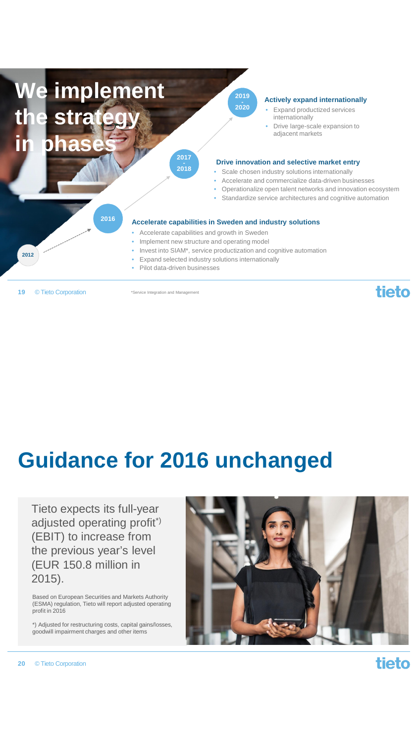# We implement the strategy in phases

**2019 - 2020**

**Actively expand internationally**

- Expand productized services internationally
- Drive large-scale expansion to adjacent markets

**2017 - 2018**

**Drive innovation and selective market entry**

- Scale chosen industry solutions internationally
- Accelerate and commercialize data-driven businesses
- Operationalize open talent networks and innovation ecosystem
- Standardize service architectures and cognitive automation

**2016**

**Accelerate capabilities in Sweden and industry solutions**

- Accelerate capabilities and growth in Sweden
- Implement new structure and operating model
- Invest into SIAM*, service productization and cognitive automation
- Expand selected industry solutions internationally
- Pilot data-driven businesses

**2012**

*Service Integration and Management

# Guidance for 2016 unchanged

Tieto expects its full-year adjusted operating profit*) (EBIT) to increase from the previous year's level (EUR 150.8 million in 2015).

Based on European Securities and Markets Authority (ESMA) regulation, Tieto will report adjusted operating profit in 2016

*) Adjusted for restructuring costs, capital gains/losses, goodwill impairment charges and other items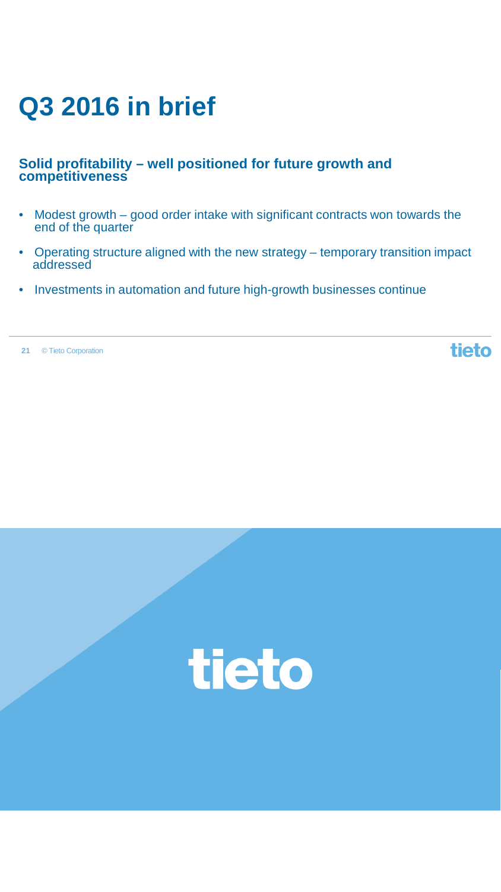# Q3 2016 in brief

### Solid profitability – well positioned for future growth and competitiveness

- Modest growth – good order intake with significant contracts won towards the end of the quarter
- Operating structure aligned with the new strategy – temporary transition impact addressed
- Investments in automation and future high-growth businesses continue